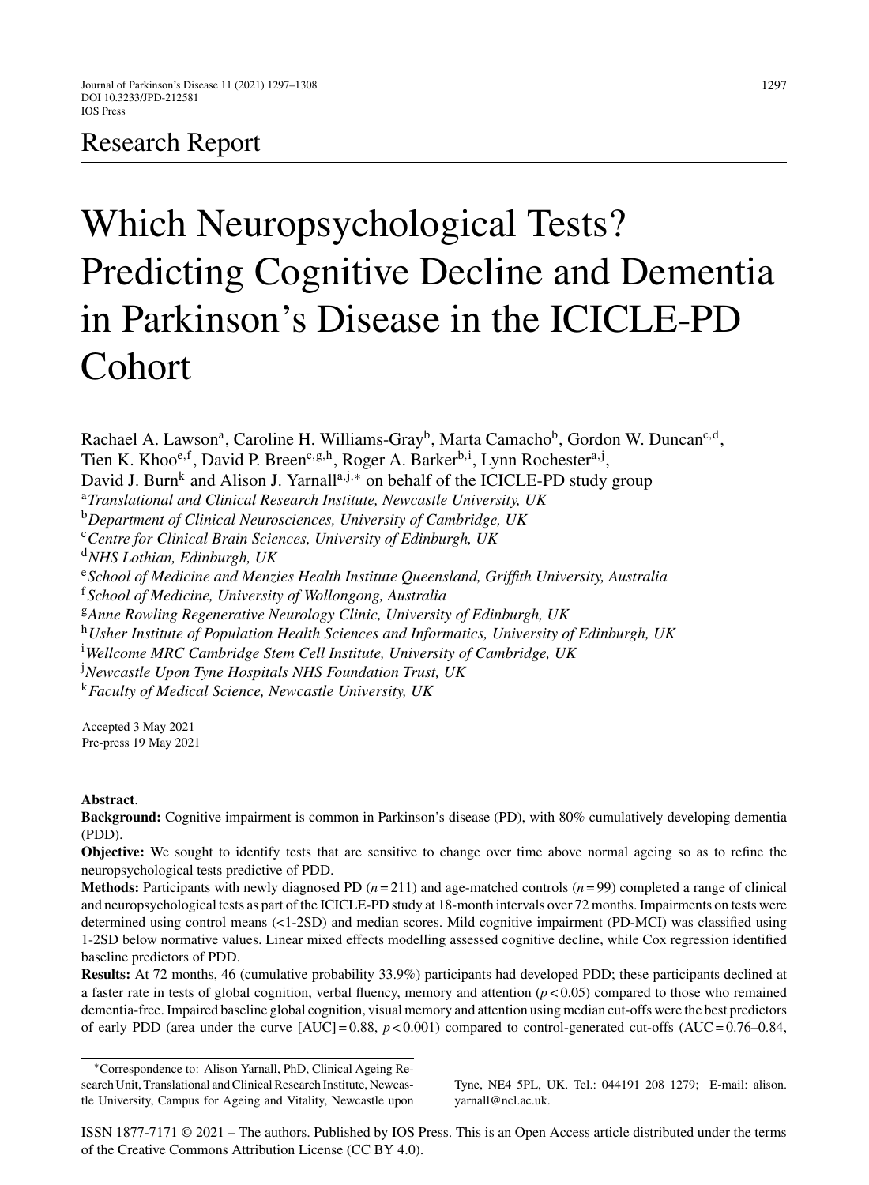Research Report

# Which Neuropsychological Tests? Predicting Cognitive Decline and Dementia in Parkinson's Disease in the ICICLE-PD Cohort

Rachael A. Lawson[a], Caroline H. Williams-Gray[b], Marta Camacho[b], Gordon W. Duncan[c,d], Tien K. Khoo[e,f], David P. Breen[c,g,h], Roger A. Barker[b,i], Lynn Rochester[a,j], David J. Burn[k] and Alison J. Yarnall[a,j,*] on behalf of the ICICLE-PD study group

[a]*Translational and Clinical Research Institute, Newcastle University, UK*
[b]*Department of Clinical Neurosciences, University of Cambridge, UK*
[c]*Centre for Clinical Brain Sciences, University of Edinburgh, UK*
[d]*NHS Lothian, Edinburgh, UK*
[e]*School of Medicine and Menzies Health Institute Queensland, Griffith University, Australia*
[f]*School of Medicine, University of Wollongong, Australia*
[g]*Anne Rowling Regenerative Neurology Clinic, University of Edinburgh, UK*
[h]*Usher Institute of Population Health Sciences and Informatics, University of Edinburgh, UK*
[i]*Wellcome MRC Cambridge Stem Cell Institute, University of Cambridge, UK*
[j]*Newcastle Upon Tyne Hospitals NHS Foundation Trust, UK*
[k]*Faculty of Medical Science, Newcastle University, UK*

Accepted 3 May 2021
Pre-press 19 May 2021

**Abstract**.

**Background:** Cognitive impairment is common in Parkinson's disease (PD), with 80% cumulatively developing dementia (PDD).

**Objective:** We sought to identify tests that are sensitive to change over time above normal ageing so as to refine the neuropsychological tests predictive of PDD.

**Methods:** Participants with newly diagnosed PD ($n = 211$) and age-matched controls ($n = 99$) completed a range of clinical and neuropsychological tests as part of the ICICLE-PD study at 18-month intervals over 72 months. Impairments on tests were determined using control means (<1-2SD) and median scores. Mild cognitive impairment (PD-MCI) was classified using 1-2SD below normative values. Linear mixed effects modelling assessed cognitive decline, while Cox regression identified baseline predictors of PDD.

**Results:** At 72 months, 46 (cumulative probability 33.9%) participants had developed PDD; these participants declined at a faster rate in tests of global cognition, verbal fluency, memory and attention ($p < 0.05$) compared to those who remained dementia-free. Impaired baseline global cognition, visual memory and attention using median cut-offs were the best predictors of early PDD (area under the curve [AUC] = 0.88, $p < 0.001$) compared to control-generated cut-offs (AUC = 0.76–0.84,

*Correspondence to: Alison Yarnall, PhD, Clinical Ageing Research Unit, Translational and Clinical Research Institute, Newcastle University, Campus for Ageing and Vitality, Newcastle upon Tyne, NE4 5PL, UK. Tel.: 044191 208 1279; E-mail: alison.yarnall@ncl.ac.uk.

ISSN 1877-7171 © 2021 – The authors. Published by IOS Press. This is an Open Access article distributed under the terms of the Creative Commons Attribution License (CC BY 4.0).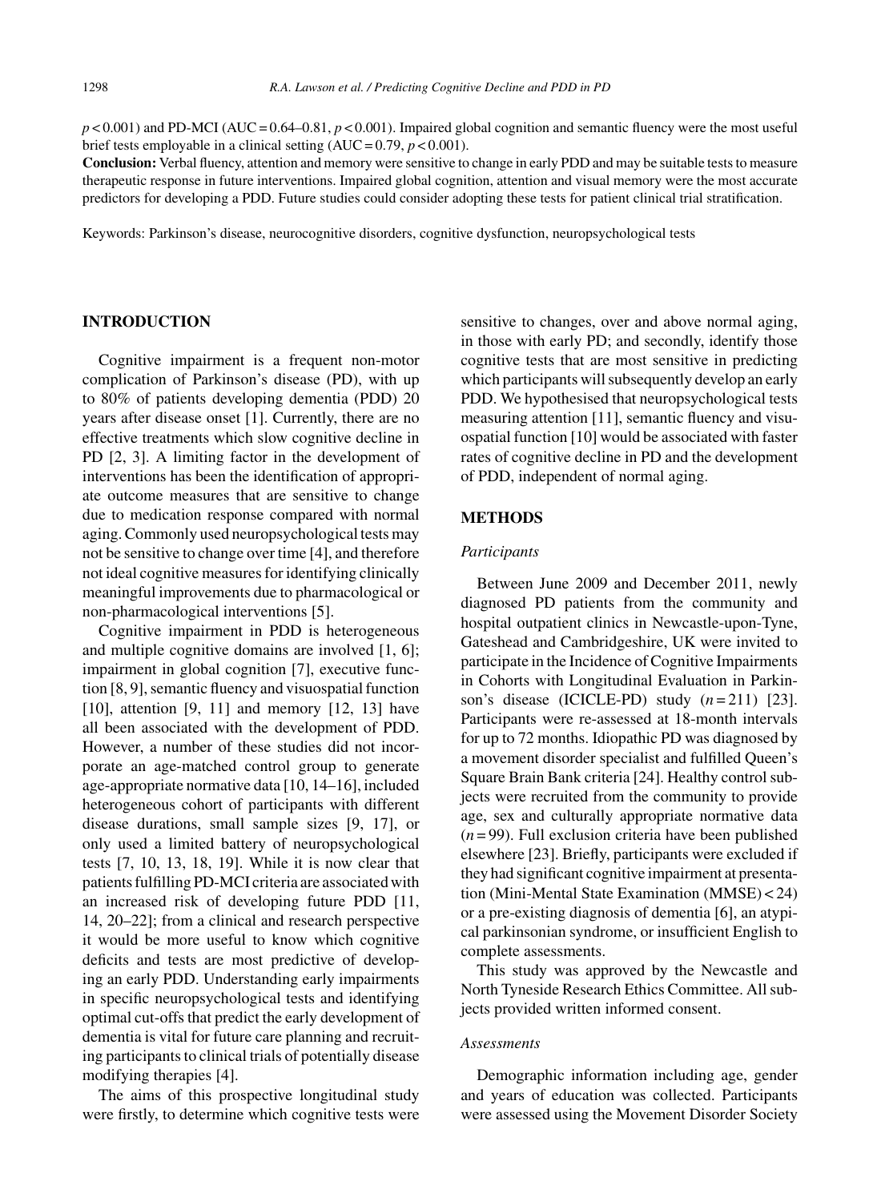$p < 0.001$) and PD-MCI (AUC = 0.64–0.81, $p < 0.001$). Impaired global cognition and semantic fluency were the most useful brief tests employable in a clinical setting (AUC = 0.79, $p < 0.001$).

**Conclusion:** Verbal fluency, attention and memory were sensitive to change in early PDD and may be suitable tests to measure therapeutic response in future interventions. Impaired global cognition, attention and visual memory were the most accurate predictors for developing a PDD. Future studies could consider adopting these tests for patient clinical trial stratification.

Keywords: Parkinson's disease, neurocognitive disorders, cognitive dysfunction, neuropsychological tests

## INTRODUCTION

Cognitive impairment is a frequent non-motor complication of Parkinson's disease (PD), with up to 80% of patients developing dementia (PDD) 20 years after disease onset [1]. Currently, there are no effective treatments which slow cognitive decline in PD [2, 3]. A limiting factor in the development of interventions has been the identification of appropriate outcome measures that are sensitive to change due to medication response compared with normal aging. Commonly used neuropsychological tests may not be sensitive to change over time [4], and therefore not ideal cognitive measures for identifying clinically meaningful improvements due to pharmacological or non-pharmacological interventions [5].

Cognitive impairment in PDD is heterogeneous and multiple cognitive domains are involved [1, 6]; impairment in global cognition [7], executive function [8, 9], semantic fluency and visuospatial function [10], attention [9, 11] and memory [12, 13] have all been associated with the development of PDD. However, a number of these studies did not incorporate an age-matched control group to generate age-appropriate normative data [10, 14–16], included heterogeneous cohort of participants with different disease durations, small sample sizes [9, 17], or only used a limited battery of neuropsychological tests [7, 10, 13, 18, 19]. While it is now clear that patients fulfilling PD-MCI criteria are associated with an increased risk of developing future PDD [11, 14, 20–22]; from a clinical and research perspective it would be more useful to know which cognitive deficits and tests are most predictive of developing an early PDD. Understanding early impairments in specific neuropsychological tests and identifying optimal cut-offs that predict the early development of dementia is vital for future care planning and recruiting participants to clinical trials of potentially disease modifying therapies [4].

The aims of this prospective longitudinal study were firstly, to determine which cognitive tests were sensitive to changes, over and above normal aging, in those with early PD; and secondly, identify those cognitive tests that are most sensitive in predicting which participants will subsequently develop an early PDD. We hypothesised that neuropsychological tests measuring attention [11], semantic fluency and visuospatial function [10] would be associated with faster rates of cognitive decline in PD and the development of PDD, independent of normal aging.

## METHODS

### *Participants*

Between June 2009 and December 2011, newly diagnosed PD patients from the community and hospital outpatient clinics in Newcastle-upon-Tyne, Gateshead and Cambridgeshire, UK were invited to participate in the Incidence of Cognitive Impairments in Cohorts with Longitudinal Evaluation in Parkinson's disease (ICICLE-PD) study ($n = 211$) [23]. Participants were re-assessed at 18-month intervals for up to 72 months. Idiopathic PD was diagnosed by a movement disorder specialist and fulfilled Queen's Square Brain Bank criteria [24]. Healthy control subjects were recruited from the community to provide age, sex and culturally appropriate normative data ($n = 99$). Full exclusion criteria have been published elsewhere [23]. Briefly, participants were excluded if they had significant cognitive impairment at presentation (Mini-Mental State Examination (MMSE) < 24) or a pre-existing diagnosis of dementia [6], an atypical parkinsonian syndrome, or insufficient English to complete assessments.

This study was approved by the Newcastle and North Tyneside Research Ethics Committee. All subjects provided written informed consent.

### *Assessments*

Demographic information including age, gender and years of education was collected. Participants were assessed using the Movement Disorder Society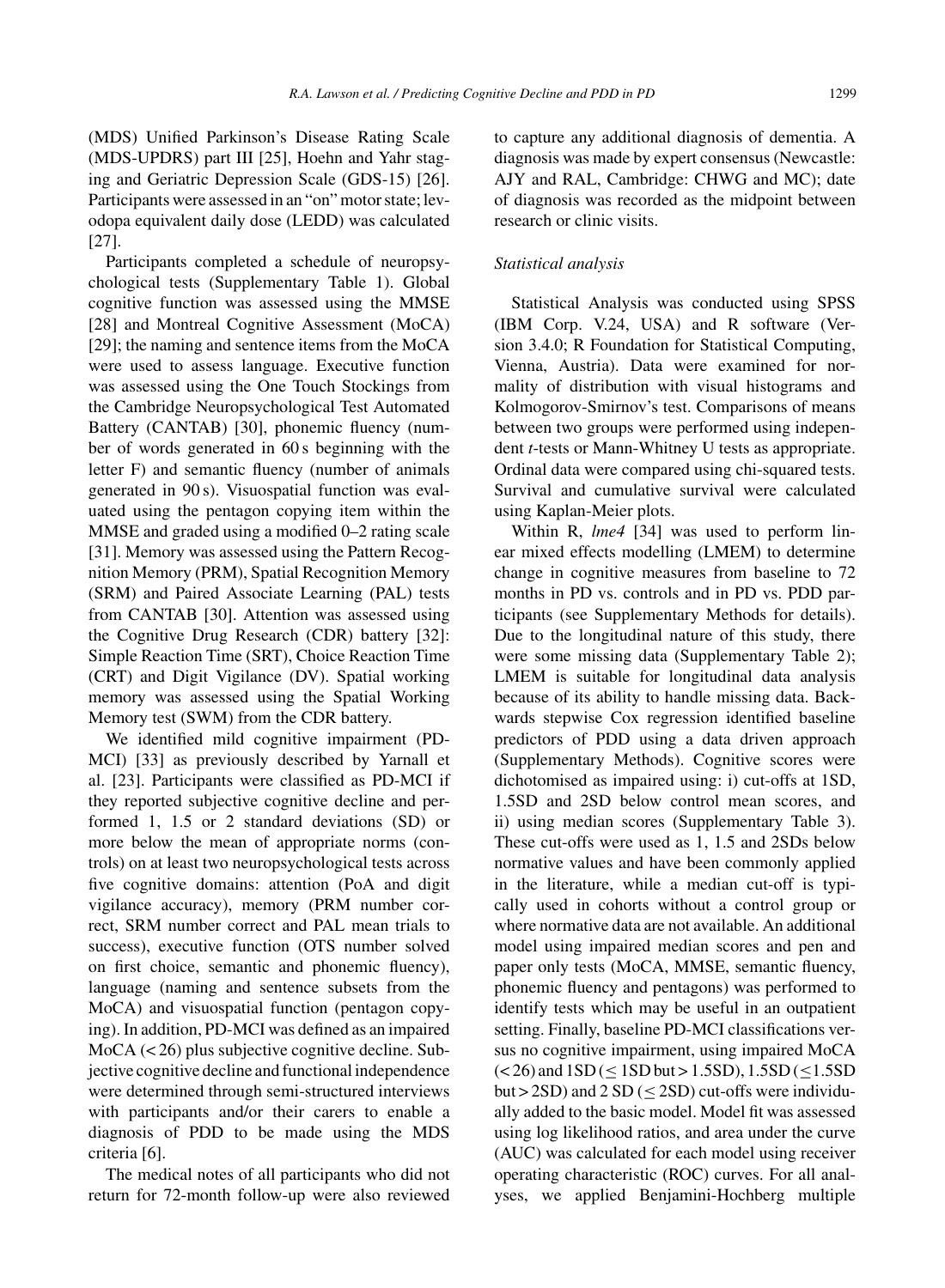(MDS) Unified Parkinson's Disease Rating Scale (MDS-UPDRS) part III [25], Hoehn and Yahr staging and Geriatric Depression Scale (GDS-15) [26]. Participants were assessed in an "on" motor state; levodopa equivalent daily dose (LEDD) was calculated [27].

Participants completed a schedule of neuropsychological tests (Supplementary Table 1). Global cognitive function was assessed using the MMSE [28] and Montreal Cognitive Assessment (MoCA) [29]; the naming and sentence items from the MoCA were used to assess language. Executive function was assessed using the One Touch Stockings from the Cambridge Neuropsychological Test Automated Battery (CANTAB) [30], phonemic fluency (number of words generated in 60 s beginning with the letter F) and semantic fluency (number of animals generated in 90 s). Visuospatial function was evaluated using the pentagon copying item within the MMSE and graded using a modified 0–2 rating scale [31]. Memory was assessed using the Pattern Recognition Memory (PRM), Spatial Recognition Memory (SRM) and Paired Associate Learning (PAL) tests from CANTAB [30]. Attention was assessed using the Cognitive Drug Research (CDR) battery [32]: Simple Reaction Time (SRT), Choice Reaction Time (CRT) and Digit Vigilance (DV). Spatial working memory was assessed using the Spatial Working Memory test (SWM) from the CDR battery.

We identified mild cognitive impairment (PD-MCI) [33] as previously described by Yarnall et al. [23]. Participants were classified as PD-MCI if they reported subjective cognitive decline and performed 1, 1.5 or 2 standard deviations (SD) or more below the mean of appropriate norms (controls) on at least two neuropsychological tests across five cognitive domains: attention (PoA and digit vigilance accuracy), memory (PRM number correct, SRM number correct and PAL mean trials to success), executive function (OTS number solved on first choice, semantic and phonemic fluency), language (naming and sentence subsets from the MoCA) and visuospatial function (pentagon copying). In addition, PD-MCI was defined as an impaired MoCA (< 26) plus subjective cognitive decline. Subjective cognitive decline and functional independence were determined through semi-structured interviews with participants and/or their carers to enable a diagnosis of PDD to be made using the MDS criteria [6].

The medical notes of all participants who did not return for 72-month follow-up were also reviewed to capture any additional diagnosis of dementia. A diagnosis was made by expert consensus (Newcastle: AJY and RAL, Cambridge: CHWG and MC); date of diagnosis was recorded as the midpoint between research or clinic visits.

### *Statistical analysis*

Statistical Analysis was conducted using SPSS (IBM Corp. V.24, USA) and R software (Version 3.4.0; R Foundation for Statistical Computing, Vienna, Austria). Data were examined for normality of distribution with visual histograms and Kolmogorov-Smirnov's test. Comparisons of means between two groups were performed using independent *t*-tests or Mann-Whitney U tests as appropriate. Ordinal data were compared using chi-squared tests. Survival and cumulative survival were calculated using Kaplan-Meier plots.

Within R, *lme4* [34] was used to perform linear mixed effects modelling (LMEM) to determine change in cognitive measures from baseline to 72 months in PD vs. controls and in PD vs. PDD participants (see Supplementary Methods for details). Due to the longitudinal nature of this study, there were some missing data (Supplementary Table 2); LMEM is suitable for longitudinal data analysis because of its ability to handle missing data. Backwards stepwise Cox regression identified baseline predictors of PDD using a data driven approach (Supplementary Methods). Cognitive scores were dichotomised as impaired using: i) cut-offs at 1SD, 1.5SD and 2SD below control mean scores, and ii) using median scores (Supplementary Table 3). These cut-offs were used as 1, 1.5 and 2SDs below normative values and have been commonly applied in the literature, while a median cut-off is typically used in cohorts without a control group or where normative data are not available. An additional model using impaired median scores and pen and paper only tests (MoCA, MMSE, semantic fluency, phonemic fluency and pentagons) was performed to identify tests which may be useful in an outpatient setting. Finally, baseline PD-MCI classifications versus no cognitive impairment, using impaired MoCA (< 26) and 1SD ($\leq$ 1SD but > 1.5SD), 1.5SD ($\leq$1.5SD but > 2SD) and 2 SD ($\leq$ 2SD) cut-offs were individually added to the basic model. Model fit was assessed using log likelihood ratios, and area under the curve (AUC) was calculated for each model using receiver operating characteristic (ROC) curves. For all analyses, we applied Benjamini-Hochberg multiple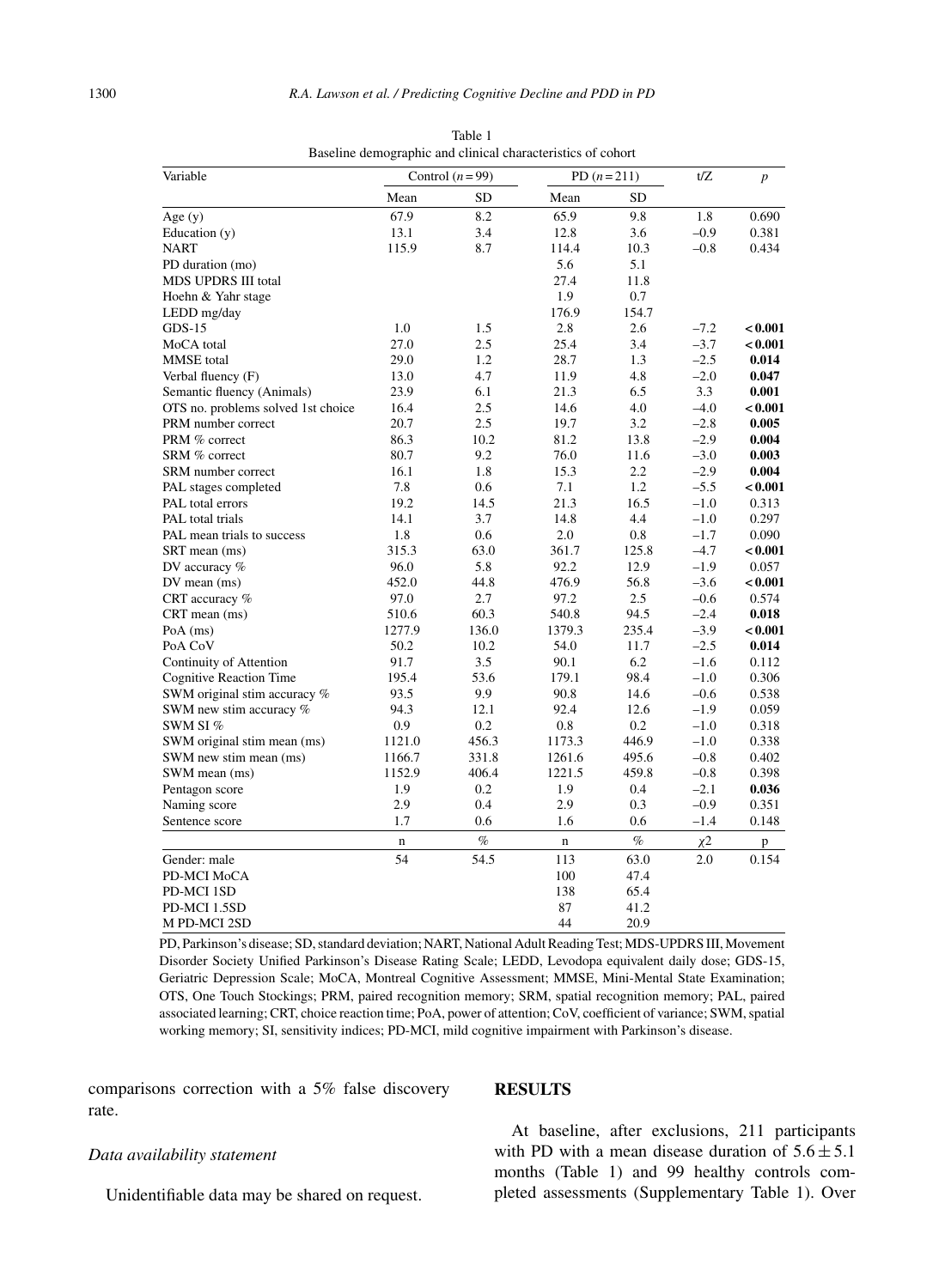Table 1
Baseline demographic and clinical characteristics of cohort

| Variable | Control ($n=99$) | | PD ($n=211$) | | t/Z | $p$ |
|---|---|---|---|---|---|---|
| | Mean | SD | Mean | SD | | |
| Age (y) | 67.9 | 8.2 | 65.9 | 9.8 | 1.8 | 0.690 |
| Education (y) | 13.1 | 3.4 | 12.8 | 3.6 | –0.9 | 0.381 |
| NART | 115.9 | 8.7 | 114.4 | 10.3 | –0.8 | 0.434 |
| PD duration (mo) | | | 5.6 | 5.1 | | |
| MDS UPDRS III total | | | 27.4 | 11.8 | | |
| Hoehn & Yahr stage | | | 1.9 | 0.7 | | |
| LEDD mg/day | | | 176.9 | 154.7 | | |
| GDS-15 | 1.0 | 1.5 | 2.8 | 2.6 | –7.2 | **< 0.001** |
| MoCA total | 27.0 | 2.5 | 25.4 | 3.4 | –3.7 | **< 0.001** |
| MMSE total | 29.0 | 1.2 | 28.7 | 1.3 | –2.5 | **0.014** |
| Verbal fluency (F) | 13.0 | 4.7 | 11.9 | 4.8 | –2.0 | **0.047** |
| Semantic fluency (Animals) | 23.9 | 6.1 | 21.3 | 6.5 | 3.3 | **0.001** |
| OTS no. problems solved 1st choice | 16.4 | 2.5 | 14.6 | 4.0 | –4.0 | **< 0.001** |
| PRM number correct | 20.7 | 2.5 | 19.7 | 3.2 | –2.8 | **0.005** |
| PRM % correct | 86.3 | 10.2 | 81.2 | 13.8 | –2.9 | **0.004** |
| SRM % correct | 80.7 | 9.2 | 76.0 | 11.6 | –3.0 | **0.003** |
| SRM number correct | 16.1 | 1.8 | 15.3 | 2.2 | –2.9 | **0.004** |
| PAL stages completed | 7.8 | 0.6 | 7.1 | 1.2 | –5.5 | **< 0.001** |
| PAL total errors | 19.2 | 14.5 | 21.3 | 16.5 | –1.0 | 0.313 |
| PAL total trials | 14.1 | 3.7 | 14.8 | 4.4 | –1.0 | 0.297 |
| PAL mean trials to success | 1.8 | 0.6 | 2.0 | 0.8 | –1.7 | 0.090 |
| SRT mean (ms) | 315.3 | 63.0 | 361.7 | 125.8 | –4.7 | **< 0.001** |
| DV accuracy % | 96.0 | 5.8 | 92.2 | 12.9 | –1.9 | 0.057 |
| DV mean (ms) | 452.0 | 44.8 | 476.9 | 56.8 | –3.6 | **< 0.001** |
| CRT accuracy % | 97.0 | 2.7 | 97.2 | 2.5 | –0.6 | 0.574 |
| CRT mean (ms) | 510.6 | 60.3 | 540.8 | 94.5 | –2.4 | **0.018** |
| PoA (ms) | 1277.9 | 136.0 | 1379.3 | 235.4 | –3.9 | **< 0.001** |
| PoA CoV | 50.2 | 10.2 | 54.0 | 11.7 | –2.5 | **0.014** |
| Continuity of Attention | 91.7 | 3.5 | 90.1 | 6.2 | –1.6 | 0.112 |
| Cognitive Reaction Time | 195.4 | 53.6 | 179.1 | 98.4 | –1.0 | 0.306 |
| SWM original stim accuracy % | 93.5 | 9.9 | 90.8 | 14.6 | –0.6 | 0.538 |
| SWM new stim accuracy % | 94.3 | 12.1 | 92.4 | 12.6 | –1.9 | 0.059 |
| SWM SI % | 0.9 | 0.2 | 0.8 | 0.2 | –1.0 | 0.318 |
| SWM original stim mean (ms) | 1121.0 | 456.3 | 1173.3 | 446.9 | –1.0 | 0.338 |
| SWM new stim mean (ms) | 1166.7 | 331.8 | 1261.6 | 495.6 | –0.8 | 0.402 |
| SWM mean (ms) | 1152.9 | 406.4 | 1221.5 | 459.8 | –0.8 | 0.398 |
| Pentagon score | 1.9 | 0.2 | 1.9 | 0.4 | –2.1 | **0.036** |
| Naming score | 2.9 | 0.4 | 2.9 | 0.3 | –0.9 | 0.351 |
| Sentence score | 1.7 | 0.6 | 1.6 | 0.6 | –1.4 | 0.148 |
| | n | % | n | % | $\chi 2$ | p |
| Gender: male | 54 | 54.5 | 113 | 63.0 | 2.0 | 0.154 |
| PD-MCI MoCA | | | 100 | 47.4 | | |
| PD-MCI 1SD | | | 138 | 65.4 | | |
| PD-MCI 1.5SD | | | 87 | 41.2 | | |
| M PD-MCI 2SD | | | 44 | 20.9 | | |

PD, Parkinson's disease; SD, standard deviation; NART, National Adult Reading Test; MDS-UPDRS III, Movement Disorder Society Unified Parkinson's Disease Rating Scale; LEDD, Levodopa equivalent daily dose; GDS-15, Geriatric Depression Scale; MoCA, Montreal Cognitive Assessment; MMSE, Mini-Mental State Examination; OTS, One Touch Stockings; PRM, paired recognition memory; SRM, spatial recognition memory; PAL, paired associated learning; CRT, choice reaction time; PoA, power of attention; CoV, coefficient of variance; SWM, spatial working memory; SI, sensitivity indices; PD-MCI, mild cognitive impairment with Parkinson's disease.

comparisons correction with a 5% false discovery rate.

*Data availability statement*

Unidentifiable data may be shared on request.

## RESULTS

At baseline, after exclusions, 211 participants with PD with a mean disease duration of $5.6 \pm 5.1$ months (Table 1) and 99 healthy controls completed assessments (Supplementary Table 1). Over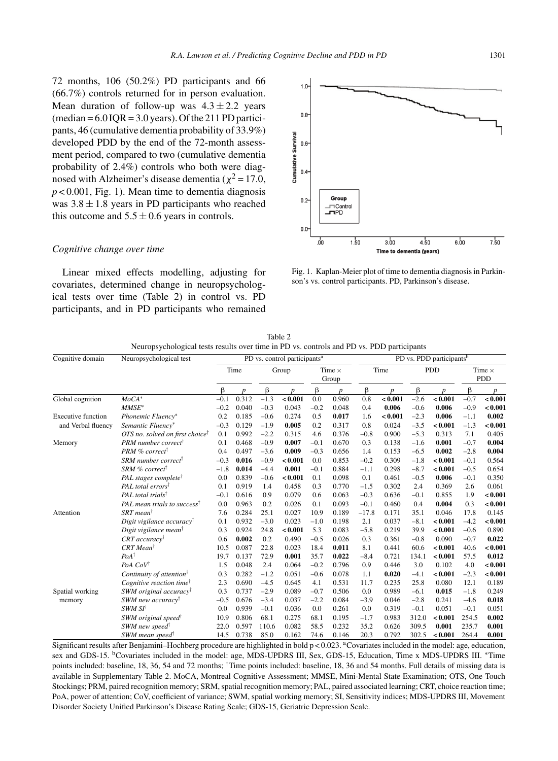72 months, 106 (50.2%) PD participants and 66 (66.7%) controls returned for in person evaluation. Mean duration of follow-up was $4.3 \pm 2.2$ years (median = 6.0 IQR = 3.0 years). Of the 211 PD participants, 46 (cumulative dementia probability of 33.9%) developed PDD by the end of the 72-month assessment period, compared to two (cumulative dementia probability of 2.4%) controls who both were diagnosed with Alzheimer's disease dementia ($\chi^2 = 17.0$, $p < 0.001$, Fig. 1). Mean time to dementia diagnosis was $3.8 \pm 1.8$ years in PD participants who reached this outcome and $5.5 \pm 0.6$ years in controls.

Fig. 1. Kaplan-Meier plot of time to dementia diagnosis in Parkinson's vs. control participants. PD, Parkinson's disease.

### Cognitive change over time

Linear mixed effects modelling, adjusting for covariates, determined change in neuropsychological tests over time (Table 2) in control vs. PD participants, and in PD participants who remained

Table 2
Neuropsychological tests results over time in PD vs. controls and PD vs. PDD participants

| Cognitive domain | Neuropsychological test | PD vs. control participants[a] | | | | | | PD vs. PDD participants[b] | | | | | |
|---|---|---|---|---|---|---|---|---|---|---|---|---|---|
| | | Time | | Group | | Time × Group | | Time | | PDD | | Time × PDD | |
| | | β | *p* | β | *p* | β | *p* | β | *p* | β | *p* | β | *p* |
| Global cognition | *MoCA** | –0.1 | 0.312 | –1.3 | **< 0.001** | 0.0 | 0.960 | 0.8 | **< 0.001** | –2.6 | **< 0.001** | –0.7 | **< 0.001** |
| | *MMSE** | –0.2 | 0.040 | –0.3 | 0.043 | –0.2 | 0.048 | 0.4 | **0.006** | –0.6 | **0.006** | –0.9 | **< 0.001** |
| Executive function and Verbal fluency | *Phonemic Fluency** | 0.2 | 0.185 | –0.6 | 0.274 | 0.5 | **0.017** | 1.6 | **< 0.001** | –2.3 | **0.006** | –1.1 | **0.002** |
| | *Semantic Fluency** | –0.3 | 0.129 | –1.9 | **0.005** | 0.2 | 0.317 | 0.8 | 0.024 | –3.5 | **< 0.001** | –1.3 | **< 0.001** |
| | *OTS no. solved on first choice*[†] | 0.1 | 0.992 | –2.2 | 0.315 | 4.6 | 0.376 | –0.8 | 0.900 | –5.3 | 0.313 | 7.1 | 0.405 |
| Memory | *PRM number correct*[†] | 0.1 | 0.468 | –0.9 | **0.007** | –0.1 | 0.670 | 0.3 | 0.138 | –1.6 | **0.001** | –0.7 | **0.004** |
| | *PRM % correct*[†] | 0.4 | 0.497 | –3.6 | **0.009** | –0.3 | 0.656 | 1.4 | 0.153 | –6.5 | **0.002** | –2.8 | **0.004** |
| | *SRM number correct*[†] | –0.3 | **0.016** | –0.9 | **< 0.001** | 0.0 | 0.853 | –0.2 | 0.309 | –1.8 | **< 0.001** | –0.1 | 0.564 |
| | *SRM % correct*[†] | –1.8 | **0.014** | –4.4 | **0.001** | –0.1 | 0.884 | –1.1 | 0.298 | –8.7 | **< 0.001** | –0.5 | 0.654 |
| | *PAL stages complete*[†] | 0.0 | 0.839 | –0.6 | **< 0.001** | 0.1 | 0.098 | 0.1 | 0.461 | –0.5 | **0.006** | –0.1 | 0.350 |
| | *PAL total errors*[†] | 0.1 | 0.919 | 1.4 | 0.458 | 0.3 | 0.770 | –1.5 | 0.302 | 2.4 | 0.369 | 2.6 | 0.061 |
| | *PAL total trials*[†] | –0.1 | 0.616 | 0.9 | 0.079 | 0.6 | 0.063 | –0.3 | 0.636 | –0.1 | 0.855 | 1.9 | **< 0.001** |
| | *PAL mean trials to success*[†] | 0.0 | 0.963 | 0.2 | 0.026 | 0.1 | 0.093 | –0.1 | 0.460 | 0.4 | **0.004** | 0.3 | **< 0.001** |
| Attention | *SRT mean*[†] | 7.6 | 0.284 | 25.1 | 0.027 | 10.9 | 0.189 | –17.8 | 0.171 | 35.1 | 0.046 | 17.8 | 0.145 |
| | *Digit vigilance accuracy*[†] | 0.1 | 0.932 | –3.0 | 0.023 | –1.0 | 0.198 | 2.1 | 0.037 | –8.1 | **< 0.001** | –4.2 | **< 0.001** |
| | *Digit vigilance mean*[†] | 0.3 | 0.924 | 24.8 | **< 0.001** | 5.3 | 0.083 | –5.8 | 0.219 | 39.9 | **< 0.001** | –0.6 | 0.890 |
| | *CRT accuracy*[†] | 0.6 | **0.002** | 0.2 | 0.490 | –0.5 | 0.026 | 0.3 | 0.361 | –0.8 | 0.090 | –0.7 | **0.022** |
| | *CRT Mean*[†] | 10.5 | 0.087 | 22.8 | 0.023 | 18.4 | **0.011** | 8.1 | 0.441 | 60.6 | **< 0.001** | 40.6 | **< 0.001** |
| | *PoA*[†] | 19.7 | 0.137 | 72.9 | **0.001** | 35.7 | **0.022** | –8.4 | 0.721 | 134.1 | **< 0.001** | 57.5 | **0.012** |
| | *PoA CoV*[†] | 1.5 | 0.048 | 2.4 | 0.064 | –0.2 | 0.796 | 0.9 | 0.446 | 3.0 | 0.102 | 4.0 | **< 0.001** |
| | *Continuity of attention*[†] | 0.3 | 0.282 | –1.2 | 0.051 | –0.6 | 0.078 | 1.1 | **0.020** | –4.1 | **< 0.001** | –2.3 | **< 0.001** |
| | *Cognitive reaction time*[†] | 2.3 | 0.690 | –4.5 | 0.645 | 4.1 | 0.531 | 11.7 | 0.235 | 25.8 | 0.080 | 12.1 | 0.189 |
| Spatial working memory | *SWM original accuracy*[†] | 0.3 | 0.737 | –2.9 | 0.089 | –0.7 | 0.506 | 0.0 | 0.989 | –6.1 | **0.015** | –1.8 | 0.249 |
| | *SWM new accuracy*[†] | –0.5 | 0.676 | –3.4 | 0.037 | –2.2 | 0.084 | –3.9 | 0.046 | –2.8 | 0.241 | –4.6 | **0.018** |
| | *SWM SI*[†] | 0.0 | 0.939 | –0.1 | 0.036 | 0.0 | 0.261 | 0.0 | 0.319 | –0.1 | 0.051 | –0.1 | 0.051 |
| | *SWM original speed*[†] | 10.9 | 0.806 | 68.1 | 0.275 | 68.1 | 0.195 | –1.7 | 0.983 | 312.0 | **< 0.001** | 254.5 | **0.002** |
| | *SWM new speed*[†] | 22.0 | 0.597 | 110.6 | 0.082 | 58.5 | 0.232 | 35.2 | 0.626 | 309.5 | **0.001** | 235.7 | **0.001** |
| | *SWM mean speed*[†] | 14.5 | 0.738 | 85.0 | 0.162 | 74.6 | 0.146 | 20.3 | 0.792 | 302.5 | **< 0.001** | 264.4 | **0.001** |

Significant results after Benjamini–Hochberg procedure are highlighted in bold $p < 0.023$. [a]Covariates included in the model: age, education, sex and GDS-15. [b]Covariates included in the model: age, MDS-UPDRS III, Sex, GDS-15, Education, Time x MDS-UPDRS III. *Time points included: baseline, 18, 36, 54 and 72 months; [†]Time points included: baseline, 18, 36 and 54 months. Full details of missing data is available in Supplementary Table 2. MoCA, Montreal Cognitive Assessment; MMSE, Mini-Mental State Examination; OTS, One Touch Stockings; PRM, paired recognition memory; SRM, spatial recognition memory; PAL, paired associated learning; CRT, choice reaction time; PoA, power of attention; CoV, coefficient of variance; SWM, spatial working memory; SI, Sensitivity indices; MDS-UPDRS III, Movement Disorder Society Unified Parkinson's Disease Rating Scale; GDS-15, Geriatric Depression Scale.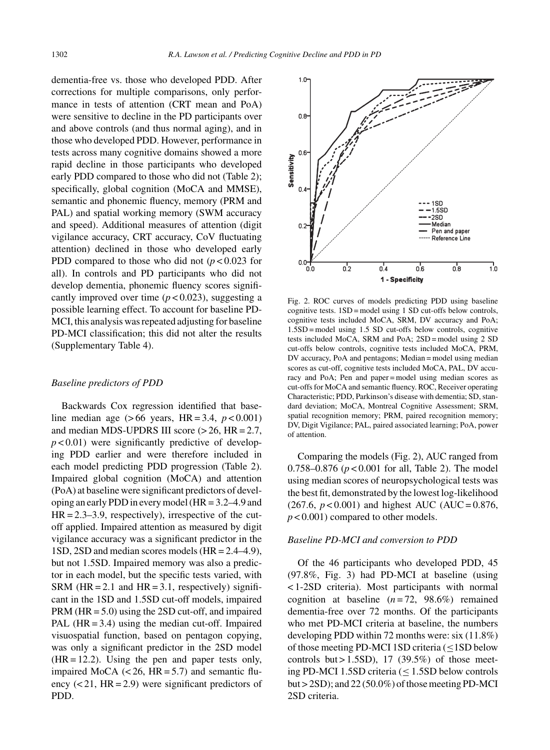dementia-free vs. those who developed PDD. After corrections for multiple comparisons, only performance in tests of attention (CRT mean and PoA) were sensitive to decline in the PD participants over and above controls (and thus normal aging), and in those who developed PDD. However, performance in tests across many cognitive domains showed a more rapid decline in those participants who developed early PDD compared to those who did not (Table 2); specifically, global cognition (MoCA and MMSE), semantic and phonemic fluency, memory (PRM and PAL) and spatial working memory (SWM accuracy and speed). Additional measures of attention (digit vigilance accuracy, CRT accuracy, CoV fluctuating attention) declined in those who developed early PDD compared to those who did not ($p < 0.023$ for all). In controls and PD participants who did not develop dementia, phonemic fluency scores significantly improved over time ($p < 0.023$), suggesting a possible learning effect. To account for baseline PD-MCI, this analysis was repeated adjusting for baseline PD-MCI classification; this did not alter the results (Supplementary Table 4).

### *Baseline predictors of PDD*

Backwards Cox regression identified that baseline median age (>66 years, HR = 3.4, $p < 0.001$) and median MDS-UPDRS III score (>26, HR = 2.7, $p < 0.01$) were significantly predictive of developing PDD earlier and were therefore included in each model predicting PDD progression (Table 2). Impaired global cognition (MoCA) and attention (PoA) at baseline were significant predictors of developing an early PDD in every model (HR = 3.2–4.9 and HR = 2.3–3.9, respectively), irrespective of the cut-off applied. Impaired attention as measured by digit vigilance accuracy was a significant predictor in the 1SD, 2SD and median scores models (HR = 2.4–4.9), but not 1.5SD. Impaired memory was also a predictor in each model, but the specific tests varied, with SRM (HR = 2.1 and HR = 3.1, respectively) significant in the 1SD and 1.5SD cut-off models, impaired PRM (HR = 5.0) using the 2SD cut-off, and impaired PAL (HR = 3.4) using the median cut-off. Impaired visuospatial function, based on pentagon copying, was only a significant predictor in the 2SD model (HR = 12.2). Using the pen and paper tests only, impaired MoCA (<26, HR = 5.7) and semantic fluency (<21, HR = 2.9) were significant predictors of PDD.

Fig. 2. ROC curves of models predicting PDD using baseline cognitive tests. 1SD = model using 1 SD cut-offs below controls, cognitive tests included MoCA, SRM, DV accuracy and PoA; 1.5SD = model using 1.5 SD cut-offs below controls, cognitive tests included MoCA, SRM and PoA; 2SD = model using 2 SD cut-offs below controls, cognitive tests included MoCA, PRM, DV accuracy, PoA and pentagons; Median = model using median scores as cut-off, cognitive tests included MoCA, PAL, DV accuracy and PoA; Pen and paper = model using median scores as cut-offs for MoCA and semantic fluency. ROC, Receiver operating Characteristic; PDD, Parkinson's disease with dementia; SD, standard deviation; MoCA, Montreal Cognitive Assessment; SRM, spatial recognition memory; PRM, paired recognition memory; DV, Digit Vigilance; PAL, paired associated learning; PoA, power of attention.

Comparing the models (Fig. 2), AUC ranged from 0.758–0.876 ($p < 0.001$ for all, Table 2). The model using median scores of neuropsychological tests was the best fit, demonstrated by the lowest log-likelihood (267.6, $p < 0.001$) and highest AUC (AUC = 0.876, $p < 0.001$) compared to other models.

### *Baseline PD-MCI and conversion to PDD*

Of the 46 participants who developed PDD, 45 (97.8%, Fig. 3) had PD-MCI at baseline (using <1-2SD criteria). Most participants with normal cognition at baseline ($n = 72$, 98.6%) remained dementia-free over 72 months. Of the participants who met PD-MCI criteria at baseline, the numbers developing PDD within 72 months were: six (11.8%) of those meeting PD-MCI 1SD criteria (≤1SD below controls but >1.5SD), 17 (39.5%) of those meeting PD-MCI 1.5SD criteria (≤ 1.5SD below controls but >2SD); and 22 (50.0%) of those meeting PD-MCI 2SD criteria.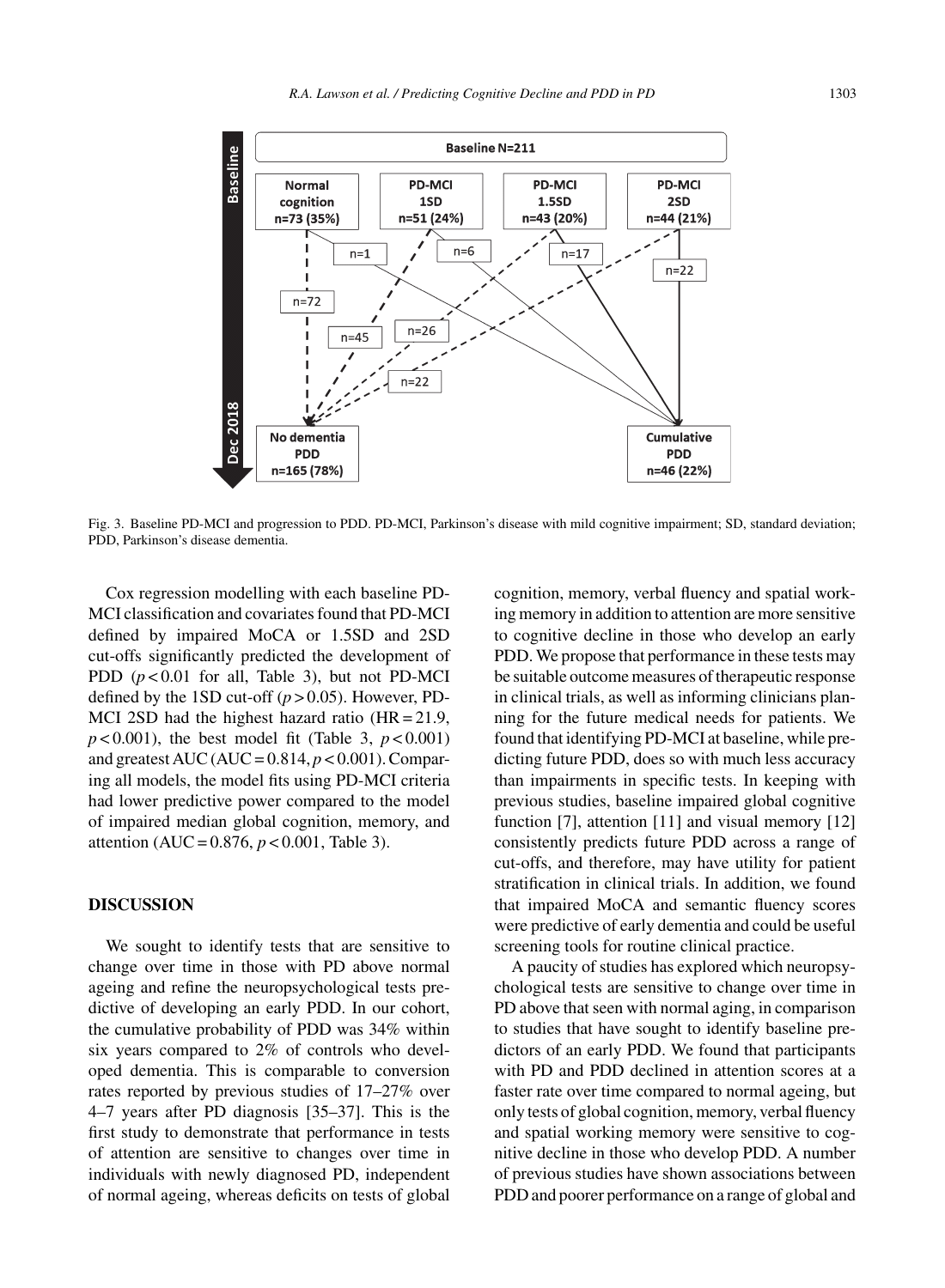Fig. 3. Baseline PD-MCI and progression to PDD. PD-MCI, Parkinson's disease with mild cognitive impairment; SD, standard deviation; PDD, Parkinson's disease dementia.

Cox regression modelling with each baseline PD-MCI classification and covariates found that PD-MCI defined by impaired MoCA or 1.5SD and 2SD cut-offs significantly predicted the development of PDD ($p < 0.01$ for all, Table 3), but not PD-MCI defined by the 1SD cut-off ($p > 0.05$). However, PD-MCI 2SD had the highest hazard ratio (HR = 21.9, $p < 0.001$), the best model fit (Table 3, $p < 0.001$) and greatest AUC (AUC = 0.814, $p < 0.001$). Comparing all models, the model fits using PD-MCI criteria had lower predictive power compared to the model of impaired median global cognition, memory, and attention (AUC = 0.876, $p < 0.001$, Table 3).

## DISCUSSION

We sought to identify tests that are sensitive to change over time in those with PD above normal ageing and refine the neuropsychological tests predictive of developing an early PDD. In our cohort, the cumulative probability of PDD was 34% within six years compared to 2% of controls who developed dementia. This is comparable to conversion rates reported by previous studies of 17–27% over 4–7 years after PD diagnosis [35–37]. This is the first study to demonstrate that performance in tests of attention are sensitive to changes over time in individuals with newly diagnosed PD, independent of normal ageing, whereas deficits on tests of global cognition, memory, verbal fluency and spatial working memory in addition to attention are more sensitive to cognitive decline in those who develop an early PDD. We propose that performance in these tests may be suitable outcome measures of therapeutic response in clinical trials, as well as informing clinicians planning for the future medical needs for patients. We found that identifying PD-MCI at baseline, while predicting future PDD, does so with much less accuracy than impairments in specific tests. In keeping with previous studies, baseline impaired global cognitive function [7], attention [11] and visual memory [12] consistently predicts future PDD across a range of cut-offs, and therefore, may have utility for patient stratification in clinical trials. In addition, we found that impaired MoCA and semantic fluency scores were predictive of early dementia and could be useful screening tools for routine clinical practice.

A paucity of studies has explored which neuropsychological tests are sensitive to change over time in PD above that seen with normal aging, in comparison to studies that have sought to identify baseline predictors of an early PDD. We found that participants with PD and PDD declined in attention scores at a faster rate over time compared to normal ageing, but only tests of global cognition, memory, verbal fluency and spatial working memory were sensitive to cognitive decline in those who develop PDD. A number of previous studies have shown associations between PDD and poorer performance on a range of global and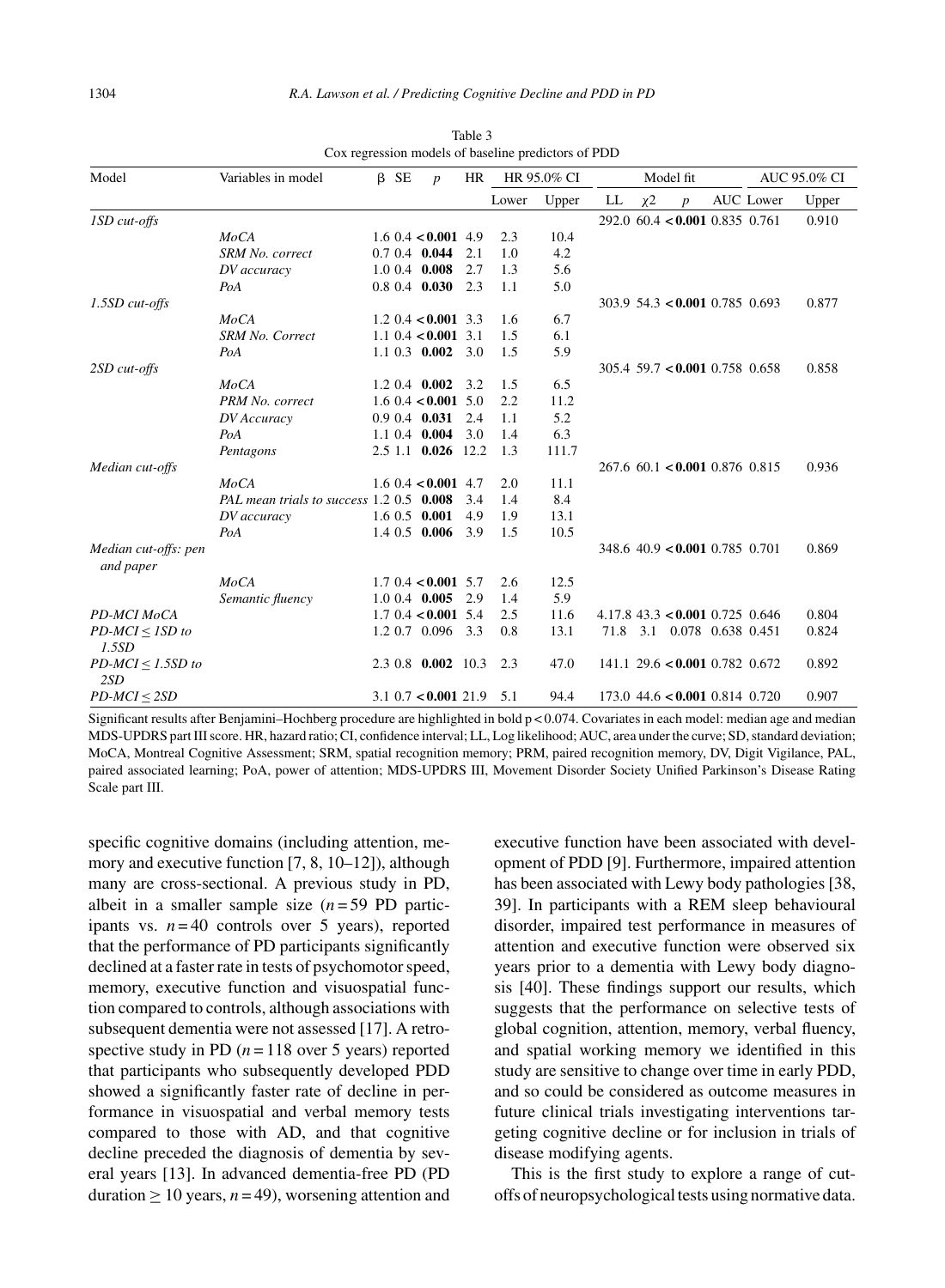Table 3
Cox regression models of baseline predictors of PDD

| Model | Variables in model | β | SE | *p* | HR | HR 95.0% CI | | Model fit | | | | AUC 95.0% CI | |
|---|---|---|---|---|---|---|---|---|---|---|---|---|---|
| | | | | | | Lower | Upper | LL | χ2 | *p* | AUC | Lower | Upper |
| *1SD cut-offs* | | | | | | | | 292.0 | 60.4 | **<0.001** | 0.835 | 0.761 | 0.910 |
| | *MoCA* | 1.6 | 0.4 | **<0.001** | 4.9 | 2.3 | 10.4 | | | | | | |
| | *SRM No. correct* | 0.7 | 0.4 | **0.044** | 2.1 | 1.0 | 4.2 | | | | | | |
| | *DV accuracy* | 1.0 | 0.4 | **0.008** | 2.7 | 1.3 | 5.6 | | | | | | |
| | *PoA* | 0.8 | 0.4 | **0.030** | 2.3 | 1.1 | 5.0 | | | | | | |
| *1.5SD cut-offs* | | | | | | | | 303.9 | 54.3 | **<0.001** | 0.785 | 0.693 | 0.877 |
| | *MoCA* | 1.2 | 0.4 | **<0.001** | 3.3 | 1.6 | 6.7 | | | | | | |
| | *SRM No. Correct* | 1.1 | 0.4 | **<0.001** | 3.1 | 1.5 | 6.1 | | | | | | |
| | *PoA* | 1.1 | 0.3 | **0.002** | 3.0 | 1.5 | 5.9 | | | | | | |
| *2SD cut-offs* | | | | | | | | 305.4 | 59.7 | **<0.001** | 0.758 | 0.658 | 0.858 |
| | *MoCA* | 1.2 | 0.4 | **0.002** | 3.2 | 1.5 | 6.5 | | | | | | |
| | *PRM No. correct* | 1.6 | 0.4 | **<0.001** | 5.0 | 2.2 | 11.2 | | | | | | |
| | *DV Accuracy* | 0.9 | 0.4 | **0.031** | 2.4 | 1.1 | 5.2 | | | | | | |
| | *PoA* | 1.1 | 0.4 | **0.004** | 3.0 | 1.4 | 6.3 | | | | | | |
| | *Pentagons* | 2.5 | 1.1 | **0.026** | 12.2 | 1.3 | 111.7 | | | | | | |
| *Median cut-offs* | | | | | | | | 267.6 | 60.1 | **<0.001** | 0.876 | 0.815 | 0.936 |
| | *MoCA* | 1.6 | 0.4 | **<0.001** | 4.7 | 2.0 | 11.1 | | | | | | |
| | *PAL mean trials to success* | 1.2 | 0.5 | **0.008** | 3.4 | 1.4 | 8.4 | | | | | | |
| | *DV accuracy* | 1.6 | 0.5 | **0.001** | 4.9 | 1.9 | 13.1 | | | | | | |
| | *PoA* | 1.4 | 0.5 | **0.006** | 3.9 | 1.5 | 10.5 | | | | | | |
| *Median cut-offs: pen and paper* | | | | | | | | 348.6 | 40.9 | **<0.001** | 0.785 | 0.701 | 0.869 |
| | *MoCA* | 1.7 | 0.4 | **<0.001** | 5.7 | 2.6 | 12.5 | | | | | | |
| | *Semantic fluency* | 1.0 | 0.4 | **0.005** | 2.9 | 1.4 | 5.9 | | | | | | |
| *PD-MCI MoCA* | | 1.7 | 0.4 | **<0.001** | 5.4 | 2.5 | 11.6 | 4.17.8 | 43.3 | **<0.001** | 0.725 | 0.646 | 0.804 |
| *PD-MCI ≤ 1SD to 1.5SD* | | 1.2 | 0.7 | 0.096 | 3.3 | 0.8 | 13.1 | 71.8 | 3.1 | 0.078 | 0.638 | 0.451 | 0.824 |
| *PD-MCI ≤ 1.5SD to 2SD* | | 2.3 | 0.8 | **0.002** | 10.3 | 2.3 | 47.0 | 141.1 | 29.6 | **<0.001** | 0.782 | 0.672 | 0.892 |
| *PD-MCI ≤ 2SD* | | 3.1 | 0.7 | **<0.001** | 21.9 | 5.1 | 94.4 | 173.0 | 44.6 | **<0.001** | 0.814 | 0.720 | 0.907 |

Significant results after Benjamini–Hochberg procedure are highlighted in bold p < 0.074. Covariates in each model: median age and median MDS-UPDRS part III score. HR, hazard ratio; CI, confidence interval; LL, Log likelihood; AUC, area under the curve; SD, standard deviation; MoCA, Montreal Cognitive Assessment; SRM, spatial recognition memory; PRM, paired recognition memory, DV, Digit Vigilance, PAL, paired associated learning; PoA, power of attention; MDS-UPDRS III, Movement Disorder Society Unified Parkinson's Disease Rating Scale part III.

specific cognitive domains (including attention, memory and executive function [7, 8, 10–12]), although many are cross-sectional. A previous study in PD, albeit in a smaller sample size ($n = 59$ PD participants vs. $n = 40$ controls over 5 years), reported that the performance of PD participants significantly declined at a faster rate in tests of psychomotor speed, memory, executive function and visuospatial function compared to controls, although associations with subsequent dementia were not assessed [17]. A retrospective study in PD ($n = 118$ over 5 years) reported that participants who subsequently developed PDD showed a significantly faster rate of decline in performance in visuospatial and verbal memory tests compared to those with AD, and that cognitive decline preceded the diagnosis of dementia by several years [13]. In advanced dementia-free PD (PD duration ≥ 10 years, $n = 49$), worsening attention and executive function have been associated with development of PDD [9]. Furthermore, impaired attention has been associated with Lewy body pathologies [38, 39]. In participants with a REM sleep behavioural disorder, impaired test performance in measures of attention and executive function were observed six years prior to a dementia with Lewy body diagnosis [40]. These findings support our results, which suggests that the performance on selective tests of global cognition, attention, memory, verbal fluency, and spatial working memory we identified in this study are sensitive to change over time in early PDD, and so could be considered as outcome measures in future clinical trials investigating interventions targeting cognitive decline or for inclusion in trials of disease modifying agents.

This is the first study to explore a range of cut-offs of neuropsychological tests using normative data.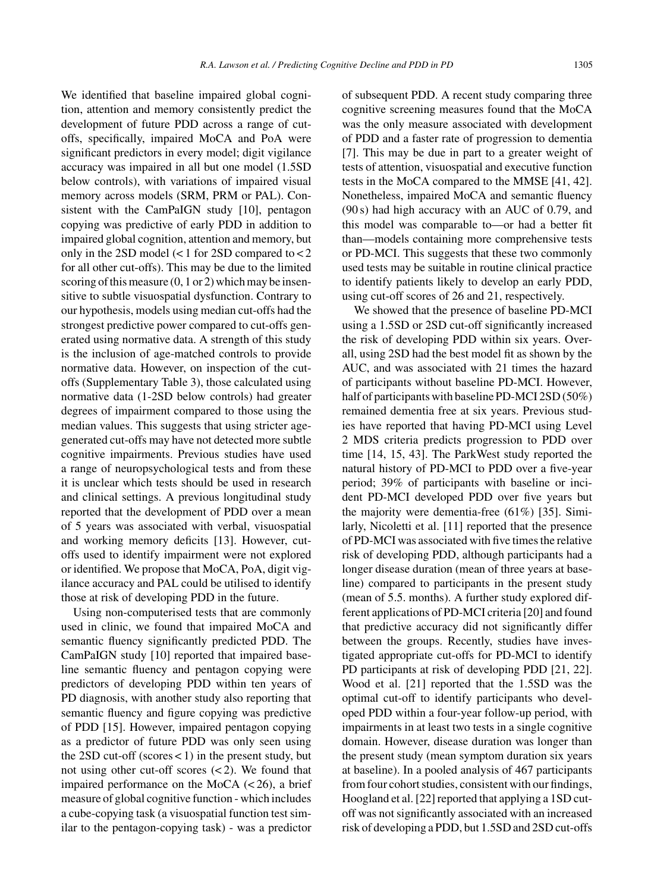We identified that baseline impaired global cognition, attention and memory consistently predict the development of future PDD across a range of cut-offs, specifically, impaired MoCA and PoA were significant predictors in every model; digit vigilance accuracy was impaired in all but one model (1.5SD below controls), with variations of impaired visual memory across models (SRM, PRM or PAL). Consistent with the CamPaIGN study [10], pentagon copying was predictive of early PDD in addition to impaired global cognition, attention and memory, but only in the 2SD model (< 1 for 2SD compared to < 2 for all other cut-offs). This may be due to the limited scoring of this measure (0, 1 or 2) which may be insensitive to subtle visuospatial dysfunction. Contrary to our hypothesis, models using median cut-offs had the strongest predictive power compared to cut-offs generated using normative data. A strength of this study is the inclusion of age-matched controls to provide normative data. However, on inspection of the cut-offs (Supplementary Table 3), those calculated using normative data (1-2SD below controls) had greater degrees of impairment compared to those using the median values. This suggests that using stricter age-generated cut-offs may have not detected more subtle cognitive impairments. Previous studies have used a range of neuropsychological tests and from these it is unclear which tests should be used in research and clinical settings. A previous longitudinal study reported that the development of PDD over a mean of 5 years was associated with verbal, visuospatial and working memory deficits [13]. However, cut-offs used to identify impairment were not explored or identified. We propose that MoCA, PoA, digit vigilance accuracy and PAL could be utilised to identify those at risk of developing PDD in the future.

Using non-computerised tests that are commonly used in clinic, we found that impaired MoCA and semantic fluency significantly predicted PDD. The CamPaIGN study [10] reported that impaired baseline semantic fluency and pentagon copying were predictors of developing PDD within ten years of PD diagnosis, with another study also reporting that semantic fluency and figure copying was predictive of PDD [15]. However, impaired pentagon copying as a predictor of future PDD was only seen using the 2SD cut-off (scores < 1) in the present study, but not using other cut-off scores (< 2). We found that impaired performance on the MoCA (< 26), a brief measure of global cognitive function - which includes a cube-copying task (a visuospatial function test similar to the pentagon-copying task) - was a predictor of subsequent PDD. A recent study comparing three cognitive screening measures found that the MoCA was the only measure associated with development of PDD and a faster rate of progression to dementia [7]. This may be due in part to a greater weight of tests of attention, visuospatial and executive function tests in the MoCA compared to the MMSE [41, 42]. Nonetheless, impaired MoCA and semantic fluency (90 s) had high accuracy with an AUC of 0.79, and this model was comparable to—or had a better fit than—models containing more comprehensive tests or PD-MCI. This suggests that these two commonly used tests may be suitable in routine clinical practice to identify patients likely to develop an early PDD, using cut-off scores of 26 and 21, respectively.

We showed that the presence of baseline PD-MCI using a 1.5SD or 2SD cut-off significantly increased the risk of developing PDD within six years. Overall, using 2SD had the best model fit as shown by the AUC, and was associated with 21 times the hazard of participants without baseline PD-MCI. However, half of participants with baseline PD-MCI 2SD (50%) remained dementia free at six years. Previous studies have reported that having PD-MCI using Level 2 MDS criteria predicts progression to PDD over time [14, 15, 43]. The ParkWest study reported the natural history of PD-MCI to PDD over a five-year period; 39% of participants with baseline or incident PD-MCI developed PDD over five years but the majority were dementia-free (61%) [35]. Similarly, Nicoletti et al. [11] reported that the presence of PD-MCI was associated with five times the relative risk of developing PDD, although participants had a longer disease duration (mean of three years at baseline) compared to participants in the present study (mean of 5.5 months). A further study explored different applications of PD-MCI criteria [20] and found that predictive accuracy did not significantly differ between the groups. Recently, studies have investigated appropriate cut-offs for PD-MCI to identify PD participants at risk of developing PDD [21, 22]. Wood et al. [21] reported that the 1.5SD was the optimal cut-off to identify participants who developed PDD within a four-year follow-up period, with impairments in at least two tests in a single cognitive domain. However, disease duration was longer than the present study (mean symptom duration six years at baseline). In a pooled analysis of 467 participants from four cohort studies, consistent with our findings, Hoogland et al. [22] reported that applying a 1SD cut-off was not significantly associated with an increased risk of developing a PDD, but 1.5SD and 2SD cut-offs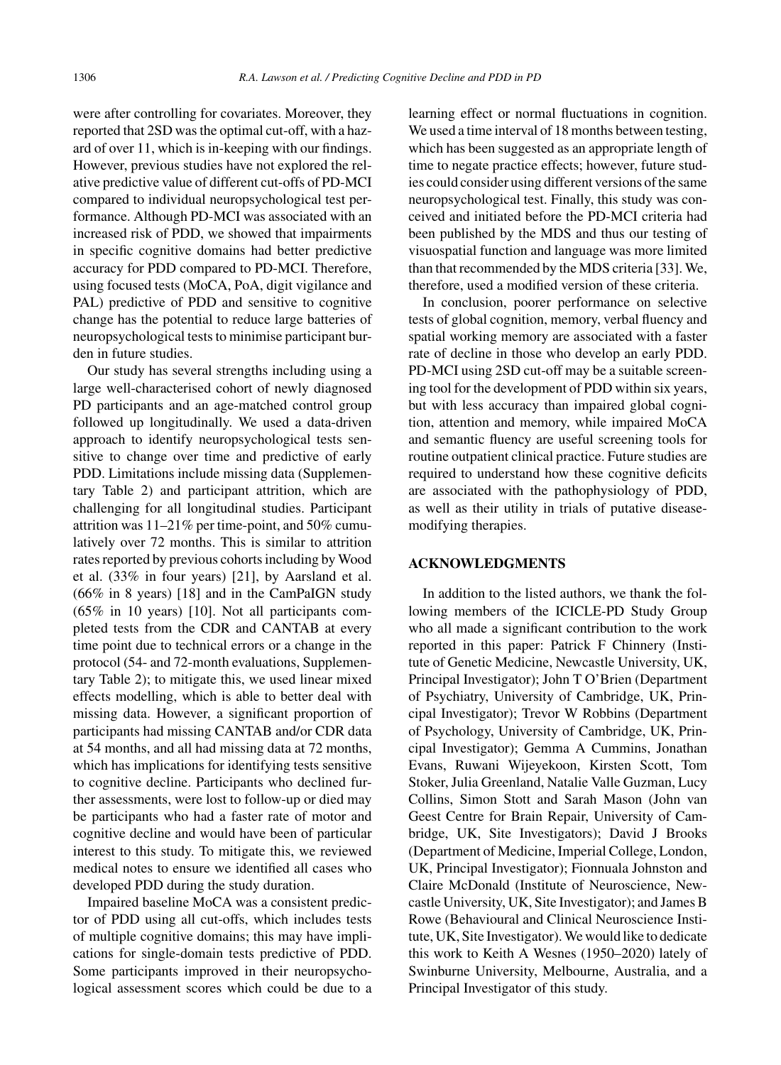were after controlling for covariates. Moreover, they reported that 2SD was the optimal cut-off, with a hazard of over 11, which is in-keeping with our findings. However, previous studies have not explored the relative predictive value of different cut-offs of PD-MCI compared to individual neuropsychological test performance. Although PD-MCI was associated with an increased risk of PDD, we showed that impairments in specific cognitive domains had better predictive accuracy for PDD compared to PD-MCI. Therefore, using focused tests (MoCA, PoA, digit vigilance and PAL) predictive of PDD and sensitive to cognitive change has the potential to reduce large batteries of neuropsychological tests to minimise participant burden in future studies.

Our study has several strengths including using a large well-characterised cohort of newly diagnosed PD participants and an age-matched control group followed up longitudinally. We used a data-driven approach to identify neuropsychological tests sensitive to change over time and predictive of early PDD. Limitations include missing data (Supplementary Table 2) and participant attrition, which are challenging for all longitudinal studies. Participant attrition was 11–21% per time-point, and 50% cumulatively over 72 months. This is similar to attrition rates reported by previous cohorts including by Wood et al. (33% in four years) [21], by Aarsland et al. (66% in 8 years) [18] and in the CamPaIGN study (65% in 10 years) [10]. Not all participants completed tests from the CDR and CANTAB at every time point due to technical errors or a change in the protocol (54- and 72-month evaluations, Supplementary Table 2); to mitigate this, we used linear mixed effects modelling, which is able to better deal with missing data. However, a significant proportion of participants had missing CANTAB and/or CDR data at 54 months, and all had missing data at 72 months, which has implications for identifying tests sensitive to cognitive decline. Participants who declined further assessments, were lost to follow-up or died may be participants who had a faster rate of motor and cognitive decline and would have been of particular interest to this study. To mitigate this, we reviewed medical notes to ensure we identified all cases who developed PDD during the study duration.

Impaired baseline MoCA was a consistent predictor of PDD using all cut-offs, which includes tests of multiple cognitive domains; this may have implications for single-domain tests predictive of PDD. Some participants improved in their neuropsychological assessment scores which could be due to a learning effect or normal fluctuations in cognition. We used a time interval of 18 months between testing, which has been suggested as an appropriate length of time to negate practice effects; however, future studies could consider using different versions of the same neuropsychological test. Finally, this study was conceived and initiated before the PD-MCI criteria had been published by the MDS and thus our testing of visuospatial function and language was more limited than that recommended by the MDS criteria [33]. We, therefore, used a modified version of these criteria.

In conclusion, poorer performance on selective tests of global cognition, memory, verbal fluency and spatial working memory are associated with a faster rate of decline in those who develop an early PDD. PD-MCI using 2SD cut-off may be a suitable screening tool for the development of PDD within six years, but with less accuracy than impaired global cognition, attention and memory, while impaired MoCA and semantic fluency are useful screening tools for routine outpatient clinical practice. Future studies are required to understand how these cognitive deficits are associated with the pathophysiology of PDD, as well as their utility in trials of putative disease-modifying therapies.

## ACKNOWLEDGMENTS

In addition to the listed authors, we thank the following members of the ICICLE-PD Study Group who all made a significant contribution to the work reported in this paper: Patrick F Chinnery (Institute of Genetic Medicine, Newcastle University, UK, Principal Investigator); John T O'Brien (Department of Psychiatry, University of Cambridge, UK, Principal Investigator); Trevor W Robbins (Department of Psychology, University of Cambridge, UK, Principal Investigator); Gemma A Cummins, Jonathan Evans, Ruwani Wijeyekoon, Kirsten Scott, Tom Stoker, Julia Greenland, Natalie Valle Guzman, Lucy Collins, Simon Stott and Sarah Mason (John van Geest Centre for Brain Repair, University of Cambridge, UK, Site Investigators); David J Brooks (Department of Medicine, Imperial College, London, UK, Principal Investigator); Fionnuala Johnston and Claire McDonald (Institute of Neuroscience, Newcastle University, UK, Site Investigator); and James B Rowe (Behavioural and Clinical Neuroscience Institute, UK, Site Investigator). We would like to dedicate this work to Keith A Wesnes (1950–2020) lately of Swinburne University, Melbourne, Australia, and a Principal Investigator of this study.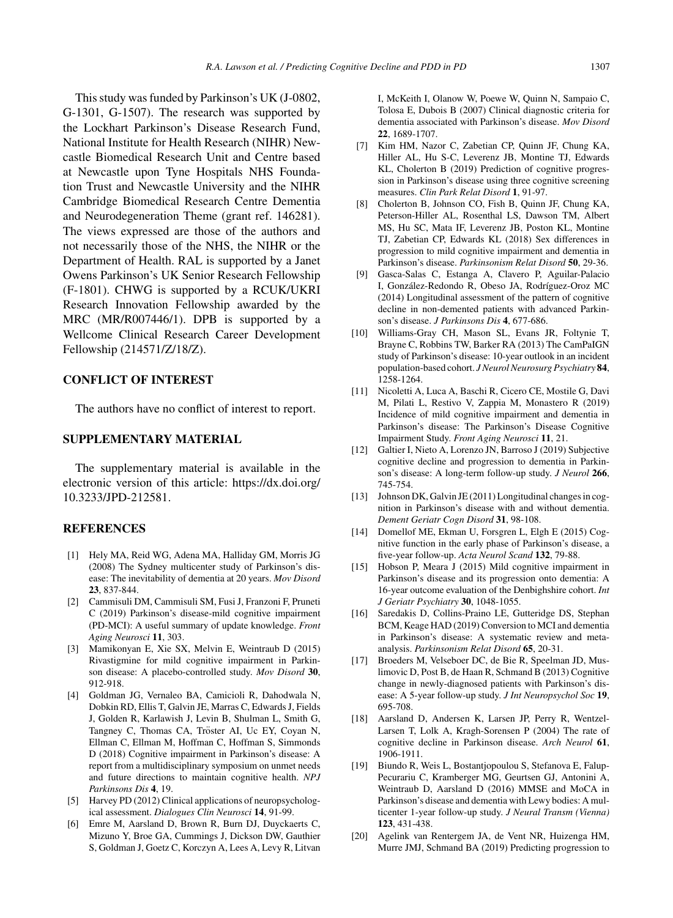This study was funded by Parkinson's UK (J-0802, G-1301, G-1507). The research was supported by the Lockhart Parkinson's Disease Research Fund, National Institute for Health Research (NIHR) Newcastle Biomedical Research Unit and Centre based at Newcastle upon Tyne Hospitals NHS Foundation Trust and Newcastle University and the NIHR Cambridge Biomedical Research Centre Dementia and Neurodegeneration Theme (grant ref. 146281). The views expressed are those of the authors and not necessarily those of the NHS, the NIHR or the Department of Health. RAL is supported by a Janet Owens Parkinson's UK Senior Research Fellowship (F-1801). CHWG is supported by a RCUK/UKRI Research Innovation Fellowship awarded by the MRC (MR/R007446/1). DPB is supported by a Wellcome Clinical Research Career Development Fellowship (214571/Z/18/Z).

## CONFLICT OF INTEREST

The authors have no conflict of interest to report.

## SUPPLEMENTARY MATERIAL

The supplementary material is available in the electronic version of this article: https://dx.doi.org/10.3233/JPD-212581.

## REFERENCES

[1] Hely MA, Reid WG, Adena MA, Halliday GM, Morris JG (2008) The Sydney multicenter study of Parkinson's disease: The inevitability of dementia at 20 years. *Mov Disord* **23**, 837-844.

[2] Cammisuli DM, Cammisuli SM, Fusi J, Franzoni F, Pruneti C (2019) Parkinson's disease-mild cognitive impairment (PD-MCI): A useful summary of update knowledge. *Front Aging Neurosci* **11**, 303.

[3] Mamikonyan E, Xie SX, Melvin E, Weintraub D (2015) Rivastigmine for mild cognitive impairment in Parkinson disease: A placebo-controlled study. *Mov Disord* **30**, 912-918.

[4] Goldman JG, Vernaleo BA, Camicioli R, Dahodwala N, Dobkin RD, Ellis T, Galvin JE, Marras C, Edwards J, Fields J, Golden R, Karlawish J, Levin B, Shulman L, Smith G, Tangney C, Thomas CA, Tröster AI, Uc EY, Coyan N, Ellman C, Ellman M, Hoffman C, Hoffman S, Simmonds D (2018) Cognitive impairment in Parkinson's disease: A report from a multidisciplinary symposium on unmet needs and future directions to maintain cognitive health. *NPJ Parkinsons Dis* **4**, 19.

[5] Harvey PD (2012) Clinical applications of neuropsychological assessment. *Dialogues Clin Neurosci* **14**, 91-99.

[6] Emre M, Aarsland D, Brown R, Burn DJ, Duyckaerts C, Mizuno Y, Broe GA, Cummings J, Dickson DW, Gauthier S, Goldman J, Goetz C, Korczyn A, Lees A, Levy R, Litvan I, McKeith I, Olanow W, Poewe W, Quinn N, Sampaio C, Tolosa E, Dubois B (2007) Clinical diagnostic criteria for dementia associated with Parkinson's disease. *Mov Disord* **22**, 1689-1707.

[7] Kim HM, Nazor C, Zabetian CP, Quinn JF, Chung KA, Hiller AL, Hu S-C, Leverenz JB, Montine TJ, Edwards KL, Cholerton B (2019) Prediction of cognitive progression in Parkinson's disease using three cognitive screening measures. *Clin Park Relat Disord* **1**, 91-97.

[8] Cholerton B, Johnson CO, Fish B, Quinn JF, Chung KA, Peterson-Hiller AL, Rosenthal LS, Dawson TM, Albert MS, Hu SC, Mata IF, Leverenz JB, Poston KL, Montine TJ, Zabetian CP, Edwards KL (2018) Sex differences in progression to mild cognitive impairment and dementia in Parkinson's disease. *Parkinsonism Relat Disord* **50**, 29-36.

[9] Gasca-Salas C, Estanga A, Clavero P, Aguilar-Palacio I, González-Redondo R, Obeso JA, Rodríguez-Oroz MC (2014) Longitudinal assessment of the pattern of cognitive decline in non-demented patients with advanced Parkinson's disease. *J Parkinsons Dis* **4**, 677-686.

[10] Williams-Gray CH, Mason SL, Evans JR, Foltynie T, Brayne C, Robbins TW, Barker RA (2013) The CamPaIGN study of Parkinson's disease: 10-year outlook in an incident population-based cohort. *J Neurol Neurosurg Psychiatry* **84**, 1258-1264.

[11] Nicoletti A, Luca A, Baschi R, Cicero CE, Mostile G, Davi M, Pilati L, Restivo V, Zappia M, Monastero R (2019) Incidence of mild cognitive impairment and dementia in Parkinson's disease: The Parkinson's Disease Cognitive Impairment Study. *Front Aging Neurosci* **11**, 21.

[12] Galtier I, Nieto A, Lorenzo JN, Barroso J (2019) Subjective cognitive decline and progression to dementia in Parkinson's disease: A long-term follow-up study. *J Neurol* **266**, 745-754.

[13] Johnson DK, Galvin JE (2011) Longitudinal changes in cognition in Parkinson's disease with and without dementia. *Dement Geriatr Cogn Disord* **31**, 98-108.

[14] Domellof ME, Ekman U, Forsgren L, Elgh E (2015) Cognitive function in the early phase of Parkinson's disease, a five-year follow-up. *Acta Neurol Scand* **132**, 79-88.

[15] Hobson P, Meara J (2015) Mild cognitive impairment in Parkinson's disease and its progression onto dementia: A 16-year outcome evaluation of the Denbighshire cohort. *Int J Geriatr Psychiatry* **30**, 1048-1055.

[16] Saredakis D, Collins-Praino LE, Gutteridge DS, Stephan BCM, Keage HAD (2019) Conversion to MCI and dementia in Parkinson's disease: A systematic review and meta-analysis. *Parkinsonism Relat Disord* **65**, 20-31.

[17] Broeders M, Velseboer DC, de Bie R, Speelman JD, Muslimovic D, Post B, de Haan R, Schmand B (2013) Cognitive change in newly-diagnosed patients with Parkinson's disease: A 5-year follow-up study. *J Int Neuropsychol Soc* **19**, 695-708.

[18] Aarsland D, Andersen K, Larsen JP, Perry R, Wentzel-Larsen T, Lolk A, Kragh-Sorensen P (2004) The rate of cognitive decline in Parkinson disease. *Arch Neurol* **61**, 1906-1911.

[19] Biundo R, Weis L, Bostantjopoulou S, Stefanova E, Falup-Pecurariu C, Kramberger MG, Geurtsen GJ, Antonini A, Weintraub D, Aarsland D (2016) MMSE and MoCA in Parkinson's disease and dementia with Lewy bodies: A multicenter 1-year follow-up study. *J Neural Transm (Vienna)* **123**, 431-438.

[20] Agelink van Rentergem JA, de Vent NR, Huizenga HM, Murre JMJ, Schmand BA (2019) Predicting progression to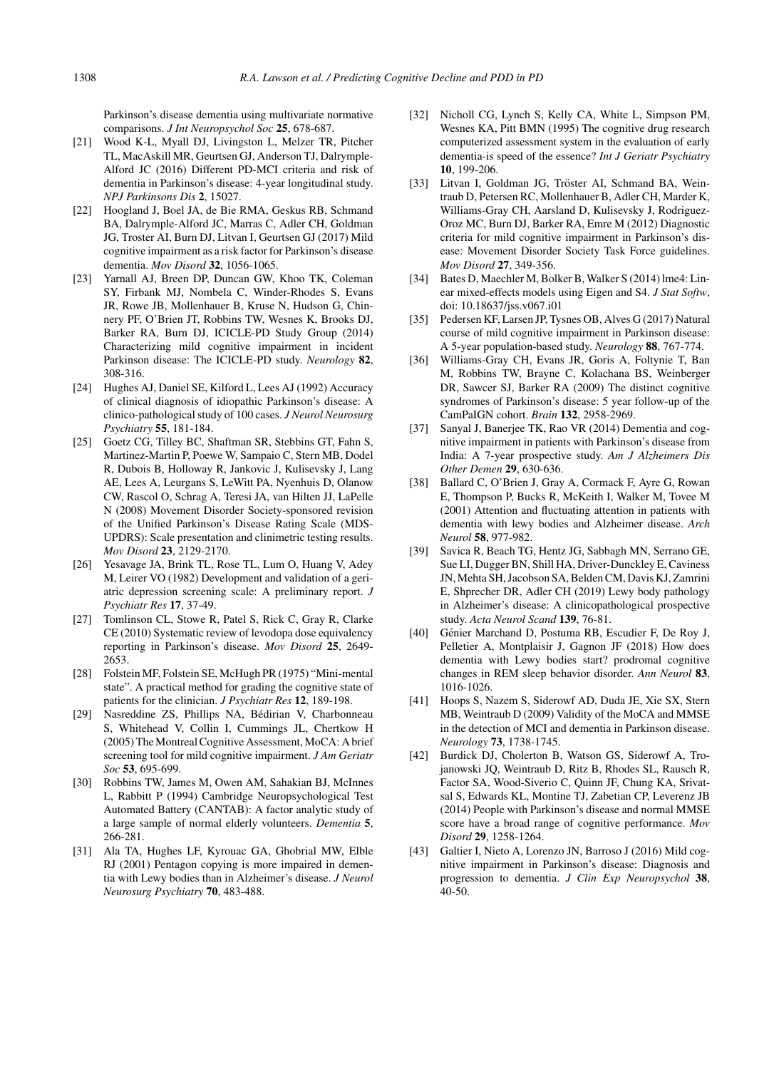Parkinson's disease dementia using multivariate normative comparisons. *J Int Neuropsychol Soc* **25**, 678-687.

[21] Wood K-L, Myall DJ, Livingston L, Melzer TR, Pitcher TL, MacAskill MR, Geurtsen GJ, Anderson TJ, Dalrymple-Alford JC (2016) Different PD-MCI criteria and risk of dementia in Parkinson's disease: 4-year longitudinal study. *NPJ Parkinsons Dis* **2**, 15027.

[22] Hoogland J, Boel JA, de Bie RMA, Geskus RB, Schmand BA, Dalrymple-Alford JC, Marras C, Adler CH, Goldman JG, Troster AI, Burn DJ, Litvan I, Geurtsen GJ (2017) Mild cognitive impairment as a risk factor for Parkinson's disease dementia. *Mov Disord* **32**, 1056-1065.

[23] Yarnall AJ, Breen DP, Duncan GW, Khoo TK, Coleman SY, Firbank MJ, Nombela C, Winder-Rhodes S, Evans JR, Rowe JB, Mollenhauer B, Kruse N, Hudson G, Chinnery PF, O'Brien JT, Robbins TW, Wesnes K, Brooks DJ, Barker RA, Burn DJ, ICICLE-PD Study Group (2014) Characterizing mild cognitive impairment in incident Parkinson disease: The ICICLE-PD study. *Neurology* **82**, 308-316.

[24] Hughes AJ, Daniel SE, Kilford L, Lees AJ (1992) Accuracy of clinical diagnosis of idiopathic Parkinson's disease: A clinico-pathological study of 100 cases. *J Neurol Neurosurg Psychiatry* **55**, 181-184.

[25] Goetz CG, Tilley BC, Shaftman SR, Stebbins GT, Fahn S, Martinez-Martin P, Poewe W, Sampaio C, Stern MB, Dodel R, Dubois B, Holloway R, Jankovic J, Kulisevsky J, Lang AE, Lees A, Leurgans S, LeWitt PA, Nyenhuis D, Olanow CW, Rascol O, Schrag A, Teresi JA, van Hilten JJ, LaPelle N (2008) Movement Disorder Society-sponsored revision of the Unified Parkinson's Disease Rating Scale (MDS-UPDRS): Scale presentation and clinimetric testing results. *Mov Disord* **23**, 2129-2170.

[26] Yesavage JA, Brink TL, Rose TL, Lum O, Huang V, Adey M, Leirer VO (1982) Development and validation of a geriatric depression screening scale: A preliminary report. *J Psychiatr Res* **17**, 37-49.

[27] Tomlinson CL, Stowe R, Patel S, Rick C, Gray R, Clarke CE (2010) Systematic review of levodopa dose equivalency reporting in Parkinson's disease. *Mov Disord* **25**, 2649-2653.

[28] Folstein MF, Folstein SE, McHugh PR (1975) "Mini-mental state". A practical method for grading the cognitive state of patients for the clinician. *J Psychiatr Res* **12**, 189-198.

[29] Nasreddine ZS, Phillips NA, Bédirian V, Charbonneau S, Whitehead V, Collin I, Cummings JL, Chertkow H (2005) The Montreal Cognitive Assessment, MoCA: A brief screening tool for mild cognitive impairment. *J Am Geriatr Soc* **53**, 695-699.

[30] Robbins TW, James M, Owen AM, Sahakian BJ, McInnes L, Rabbitt P (1994) Cambridge Neuropsychological Test Automated Battery (CANTAB): A factor analytic study of a large sample of normal elderly volunteers. *Dementia* **5**, 266-281.

[31] Ala TA, Hughes LF, Kyrouac GA, Ghobrial MW, Elble RJ (2001) Pentagon copying is more impaired in dementia with Lewy bodies than in Alzheimer's disease. *J Neurol Neurosurg Psychiatry* **70**, 483-488.

[32] Nicholl CG, Lynch S, Kelly CA, White L, Simpson PM, Wesnes KA, Pitt BMN (1995) The cognitive drug research computerized assessment system in the evaluation of early dementia-is speed of the essence? *Int J Geriatr Psychiatry* **10**, 199-206.

[33] Litvan I, Goldman JG, Tröster AI, Schmand BA, Weintraub D, Petersen RC, Mollenhauer B, Adler CH, Marder K, Williams-Gray CH, Aarsland D, Kulisevsky J, Rodriguez-Oroz MC, Burn DJ, Barker RA, Emre M (2012) Diagnostic criteria for mild cognitive impairment in Parkinson's disease: Movement Disorder Society Task Force guidelines. *Mov Disord* **27**, 349-356.

[34] Bates D, Maechler M, Bolker B, Walker S (2014) lme4: Linear mixed-effects models using Eigen and S4. *J Stat Softw*, doi: 10.18637/jss.v067.i01

[35] Pedersen KF, Larsen JP, Tysnes OB, Alves G (2017) Natural course of mild cognitive impairment in Parkinson disease: A 5-year population-based study. *Neurology* **88**, 767-774.

[36] Williams-Gray CH, Evans JR, Goris A, Foltynie T, Ban M, Robbins TW, Brayne C, Kolachana BS, Weinberger DR, Sawcer SJ, Barker RA (2009) The distinct cognitive syndromes of Parkinson's disease: 5 year follow-up of the CamPaIGN cohort. *Brain* **132**, 2958-2969.

[37] Sanyal J, Banerjee TK, Rao VR (2014) Dementia and cognitive impairment in patients with Parkinson's disease from India: A 7-year prospective study. *Am J Alzheimers Dis Other Demen* **29**, 630-636.

[38] Ballard C, O'Brien J, Gray A, Cormack F, Ayre G, Rowan E, Thompson P, Bucks R, McKeith I, Walker M, Tovee M (2001) Attention and fluctuating attention in patients with dementia with lewy bodies and Alzheimer disease. *Arch Neurol* **58**, 977-982.

[39] Savica R, Beach TG, Hentz JG, Sabbagh MN, Serrano GE, Sue LI, Dugger BN, Shill HA, Driver-Dunckley E, Caviness JN, Mehta SH, Jacobson SA, Belden CM, Davis KJ, Zamrini E, Shprecher DR, Adler CH (2019) Lewy body pathology in Alzheimer's disease: A clinicopathological prospective study. *Acta Neurol Scand* **139**, 76-81.

[40] Génier Marchand D, Postuma RB, Escudier F, De Roy J, Pelletier A, Montplaisir J, Gagnon JF (2018) How does dementia with Lewy bodies start? prodromal cognitive changes in REM sleep behavior disorder. *Ann Neurol* **83**, 1016-1026.

[41] Hoops S, Nazem S, Siderowf AD, Duda JE, Xie SX, Stern MB, Weintraub D (2009) Validity of the MoCA and MMSE in the detection of MCI and dementia in Parkinson disease. *Neurology* **73**, 1738-1745.

[42] Burdick DJ, Cholerton B, Watson GS, Siderowf A, Trojanowski JQ, Weintraub D, Ritz B, Rhodes SL, Rausch R, Factor SA, Wood-Siverio C, Quinn JF, Chung KA, Srivatsal S, Edwards KL, Montine TJ, Zabetian CP, Leverenz JB (2014) People with Parkinson's disease and normal MMSE score have a broad range of cognitive performance. *Mov Disord* **29**, 1258-1264.

[43] Galtier I, Nieto A, Lorenzo JN, Barroso J (2016) Mild cognitive impairment in Parkinson's disease: Diagnosis and progression to dementia. *J Clin Exp Neuropsychol* **38**, 40-50.